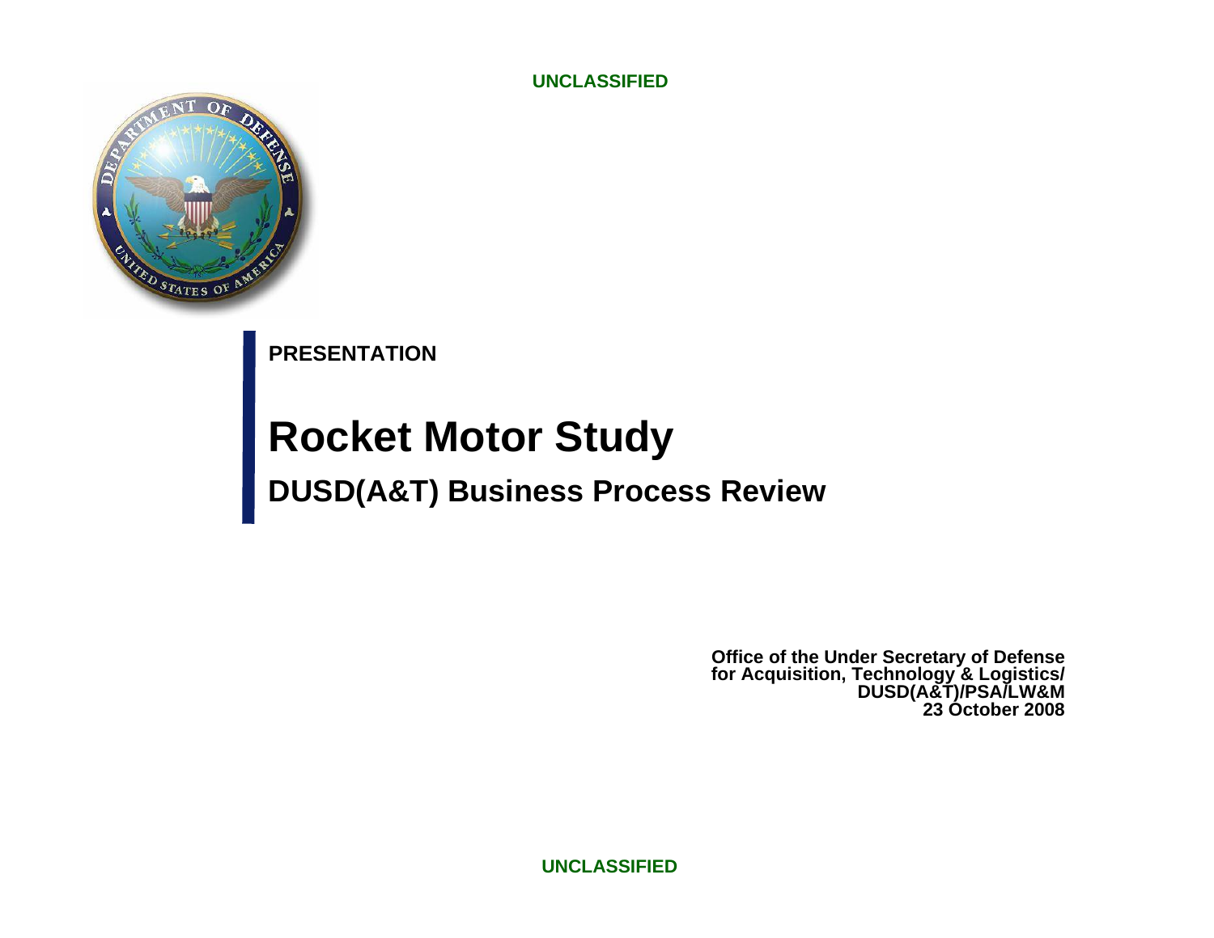UNCLASSIFIED

**PRESENTATION**

# Rocket Motor Study

## DUSD(A&T) Business Process Review

**Office of the Under Secretary of Defense for Acquisition, Technology & Logistics/ DUSD(A&T)/PSA/LW&M**
**23 October 2008**

UNCLASSIFIED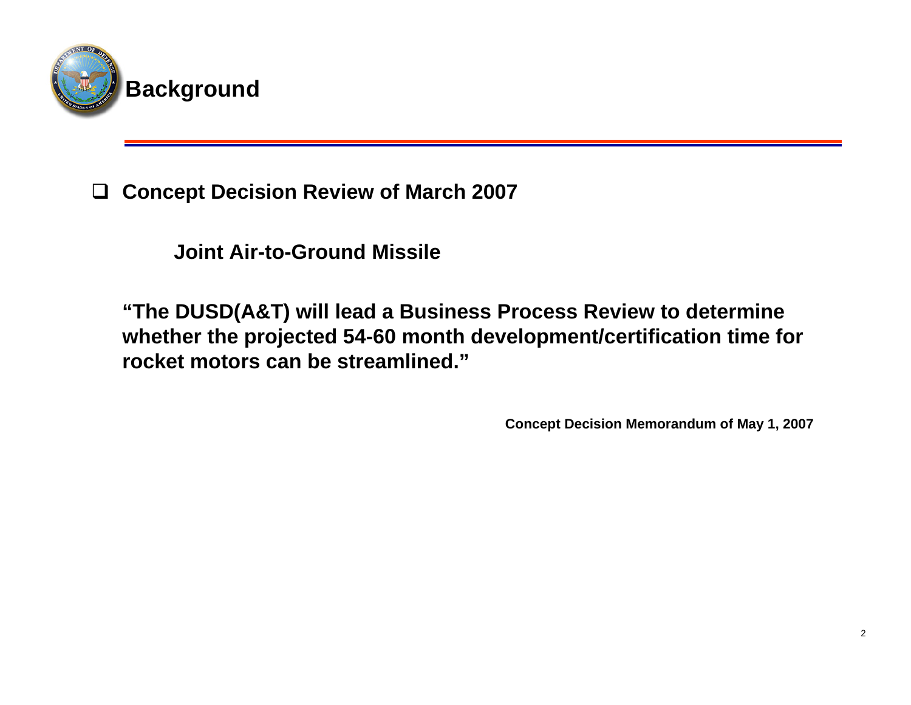# Background

- Concept Decision Review of March 2007

**Joint Air-to-Ground Missile**

**"The DUSD(A&T) will lead a Business Process Review to determine whether the projected 54-60 month development/certification time for rocket motors can be streamlined."**

**Concept Decision Memorandum of May 1, 2007**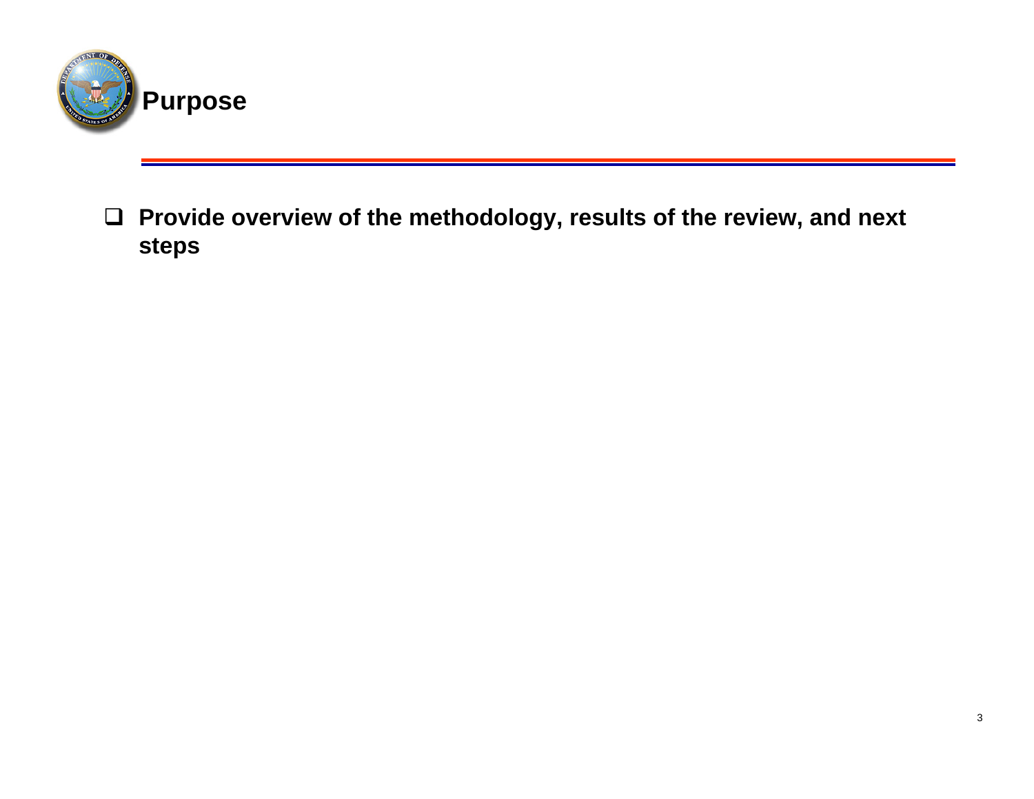# Purpose

- Provide overview of the methodology, results of the review, and next steps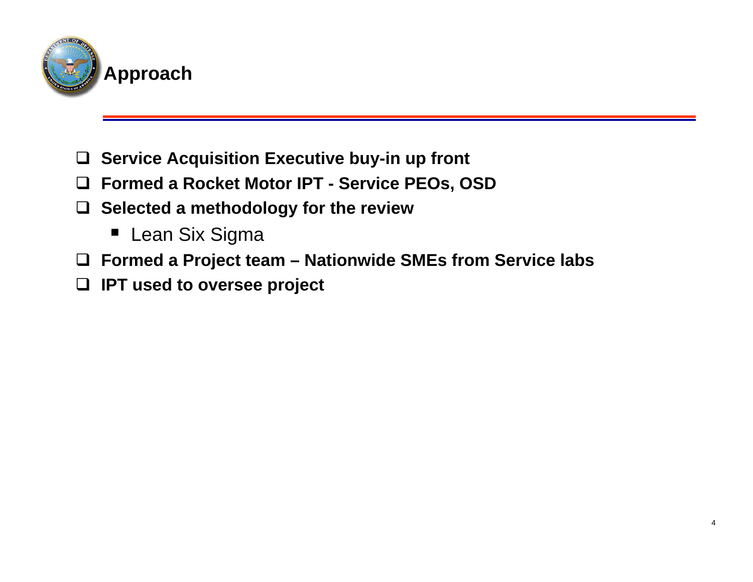# Approach

- **Service Acquisition Executive buy-in up front**
- **Formed a Rocket Motor IPT - Service PEOs, OSD**
- **Selected a methodology for the review**
  - Lean Six Sigma
- **Formed a Project team – Nationwide SMEs from Service labs**
- **IPT used to oversee project**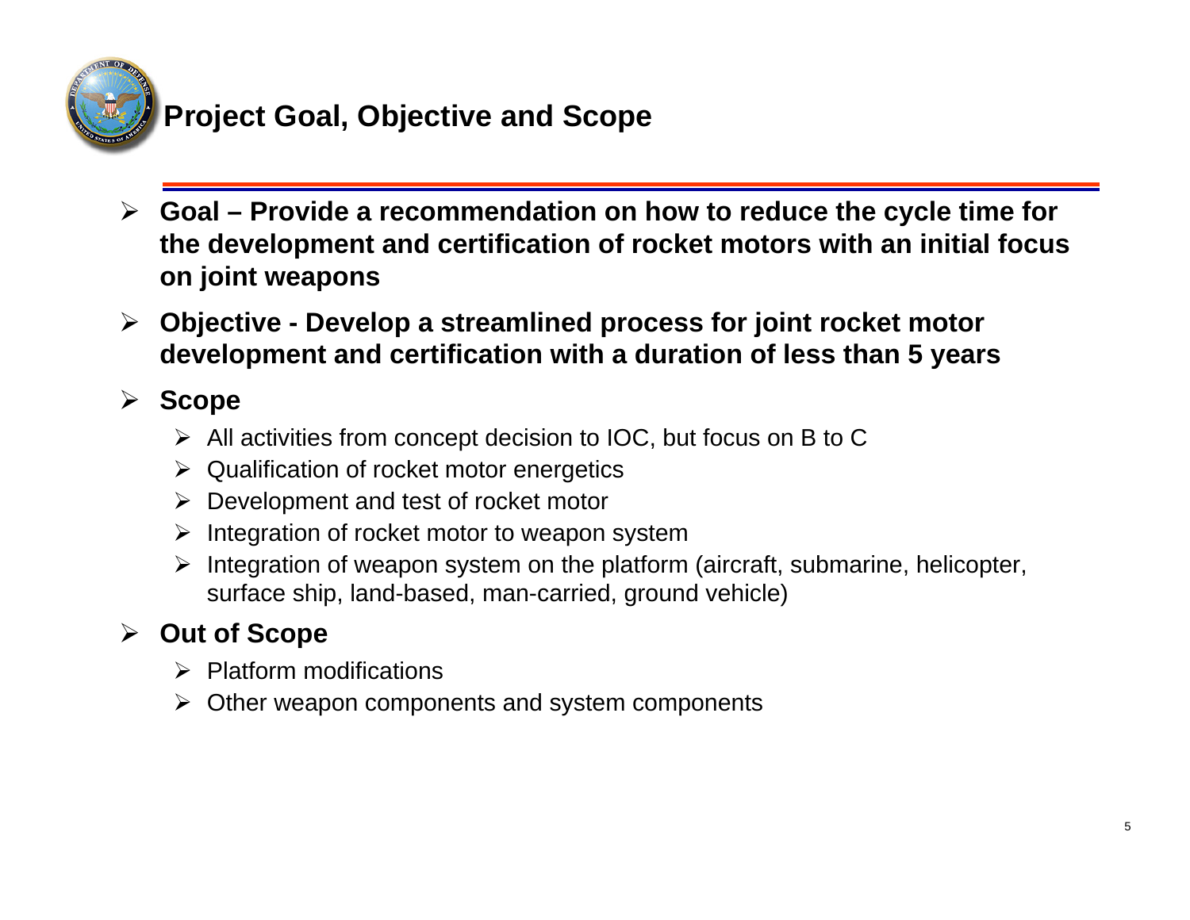# Project Goal, Objective and Scope

- **Goal – Provide a recommendation on how to reduce the cycle time for the development and certification of rocket motors with an initial focus on joint weapons**
- **Objective - Develop a streamlined process for joint rocket motor development and certification with a duration of less than 5 years**
- **Scope**
  - All activities from concept decision to IOC, but focus on B to C
  - Qualification of rocket motor energetics
  - Development and test of rocket motor
  - Integration of rocket motor to weapon system
  - Integration of weapon system on the platform (aircraft, submarine, helicopter, surface ship, land-based, man-carried, ground vehicle)
- **Out of Scope**
  - Platform modifications
  - Other weapon components and system components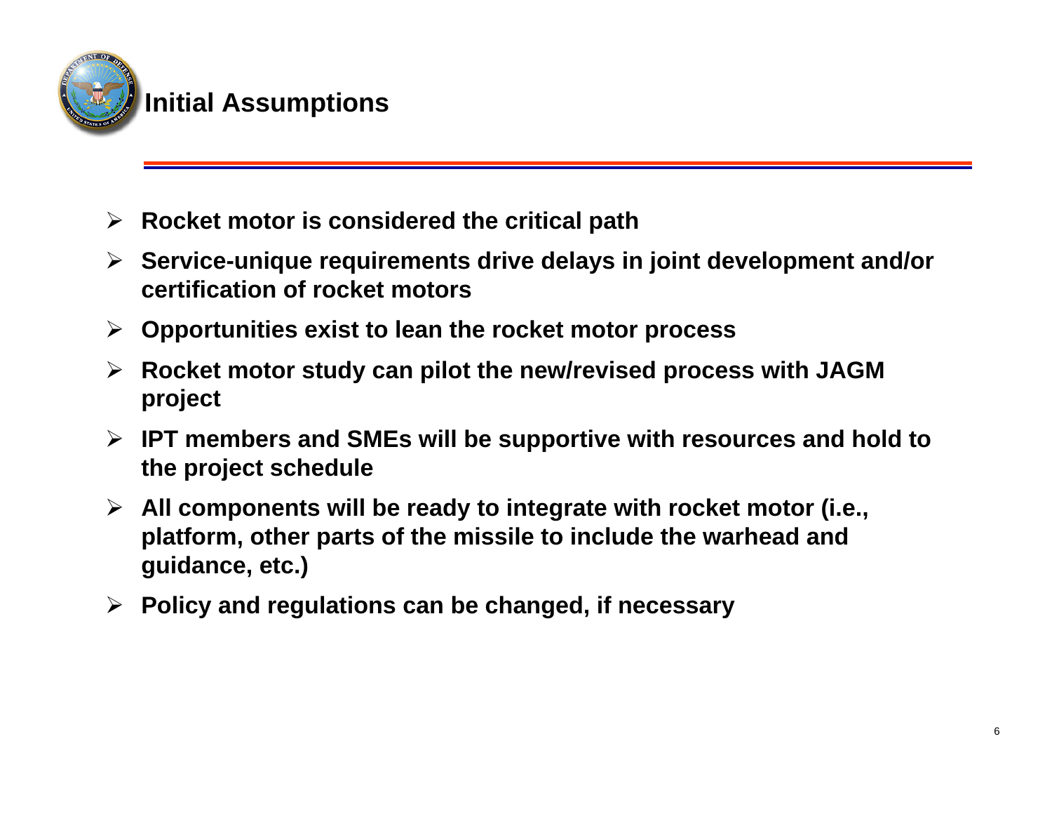# Initial Assumptions

- **Rocket motor is considered the critical path**
- **Service-unique requirements drive delays in joint development and/or certification of rocket motors**
- **Opportunities exist to lean the rocket motor process**
- **Rocket motor study can pilot the new/revised process with JAGM project**
- **IPT members and SMEs will be supportive with resources and hold to the project schedule**
- **All components will be ready to integrate with rocket motor (i.e., platform, other parts of the missile to include the warhead and guidance, etc.)**
- **Policy and regulations can be changed, if necessary**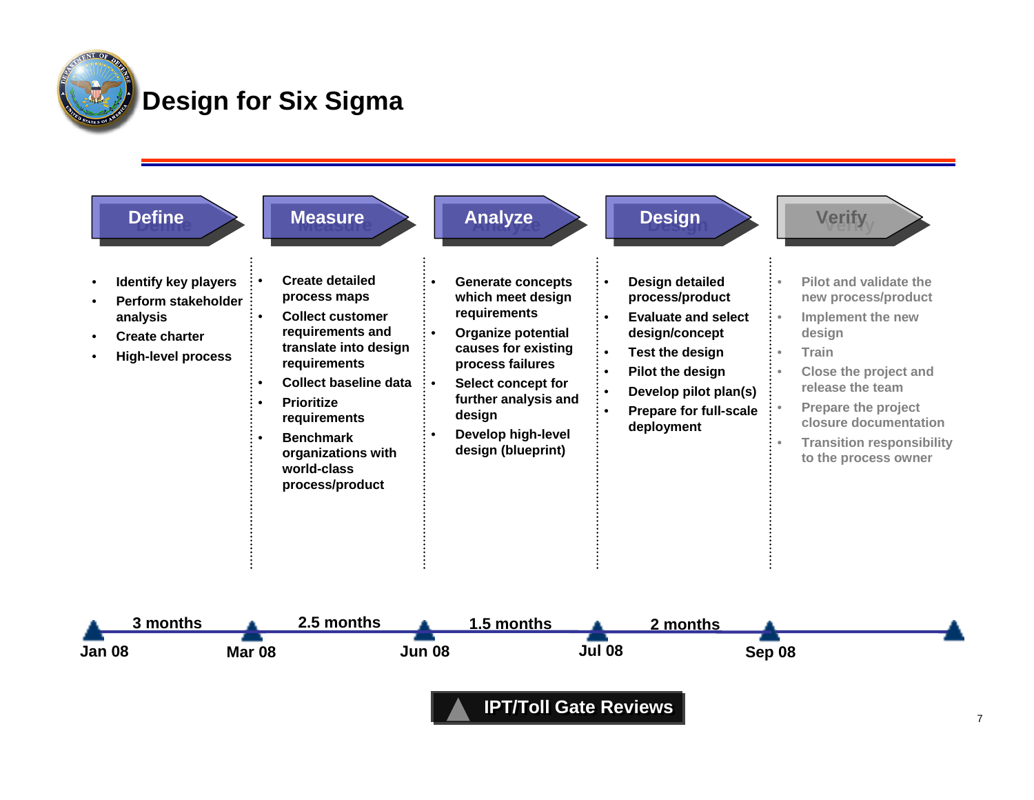# Design for Six Sigma

## Define

- Identify key players
- Perform stakeholder analysis
- Create charter
- High-level process

## Measure

- Create detailed process maps
- Collect customer requirements and translate into design requirements
- Collect baseline data
- Prioritize requirements
- Benchmark organizations with world-class process/product

## Analyze

- Generate concepts which meet design requirements
- Organize potential causes for existing process failures
- Select concept for further analysis and design
- Develop high-level design (blueprint)

## Design

- Design detailed process/product
- Evaluate and select design/concept
- Test the design
- Pilot the design
- Develop pilot plan(s)
- Prepare for full-scale deployment

## Verify

- Pilot and validate the new process/product
- Implement the new design
- Train
- Close the project and release the team
- Prepare the project closure documentation
- Transition responsibility to the process owner

3 months
2.5 months
1.5 months
2 months

Jan 08
Mar 08
Jun 08
Jul 08
Sep 08

IPT/Toll Gate Reviews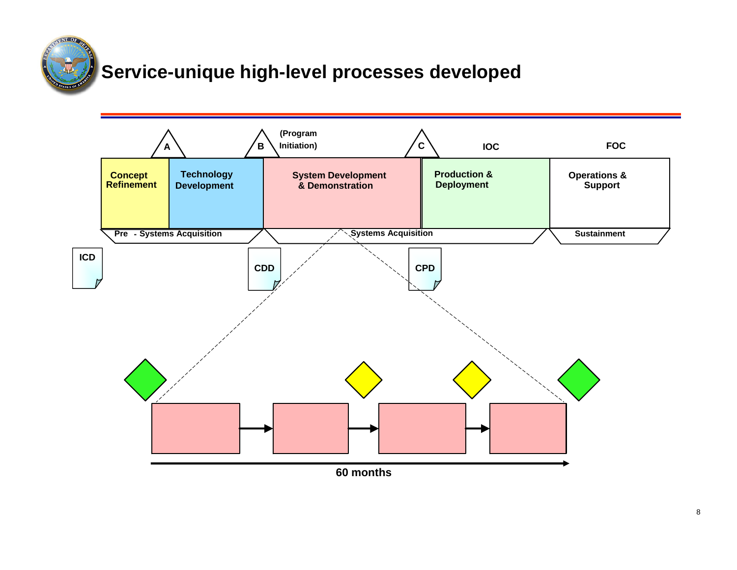# Service-unique high-level processes developed

A

B

(Program Initiation)

C

IOC

FOC

Concept Refinement

Technology Development

System Development & Demonstration

Production & Deployment

Operations & Support

Pre - Systems Acquisition

Systems Acquisition

Sustainment

ICD

CDD

CPD

60 months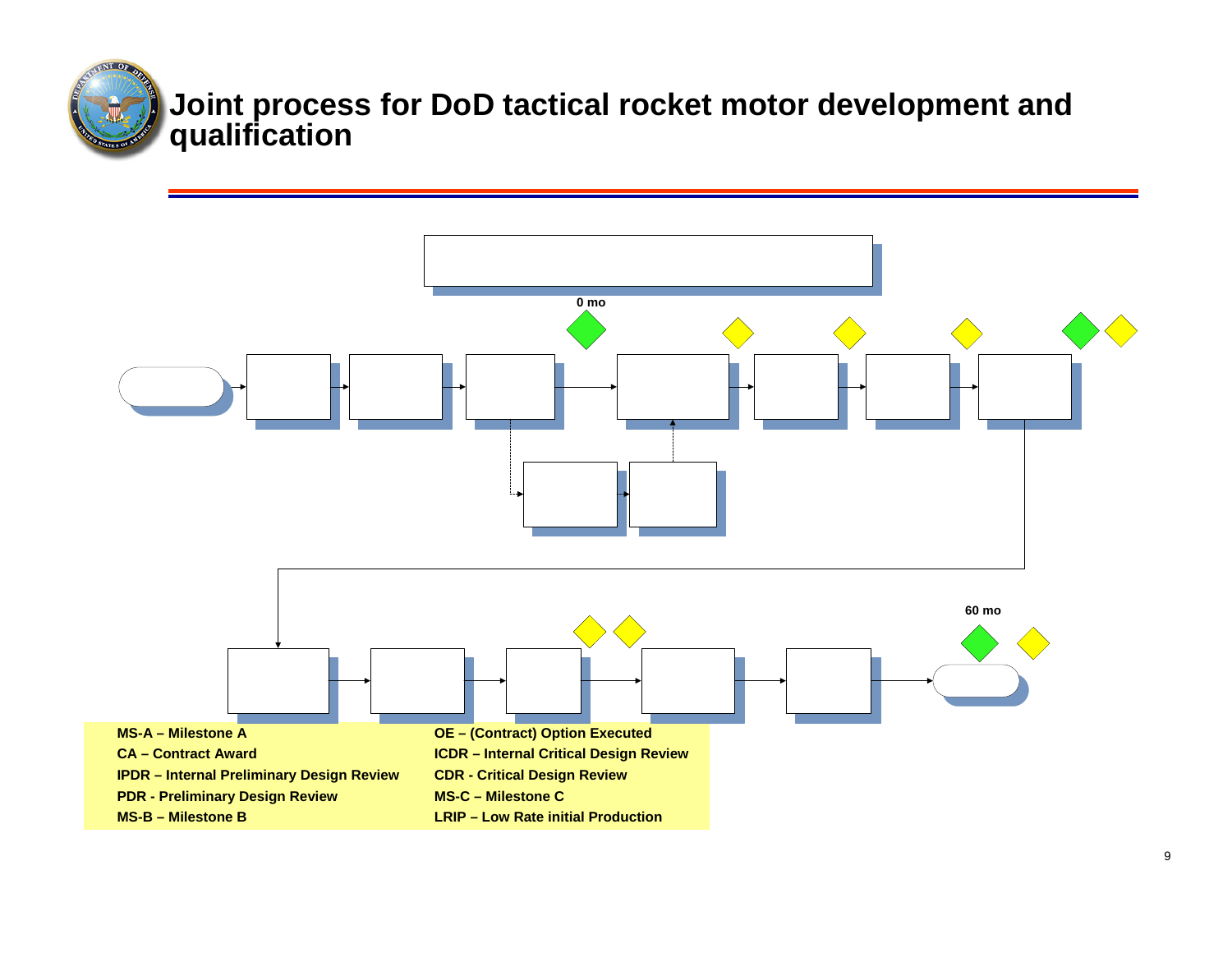# Joint process for DoD tactical rocket motor development and qualification

0 mo

60 mo

MS-A – Milestone A

CA – Contract Award

IPDR – Internal Preliminary Design Review

PDR - Preliminary Design Review

MS-B – Milestone B

OE – (Contract) Option Executed

ICDR – Internal Critical Design Review

CDR - Critical Design Review

MS-C – Milestone C

LRIP – Low Rate initial Production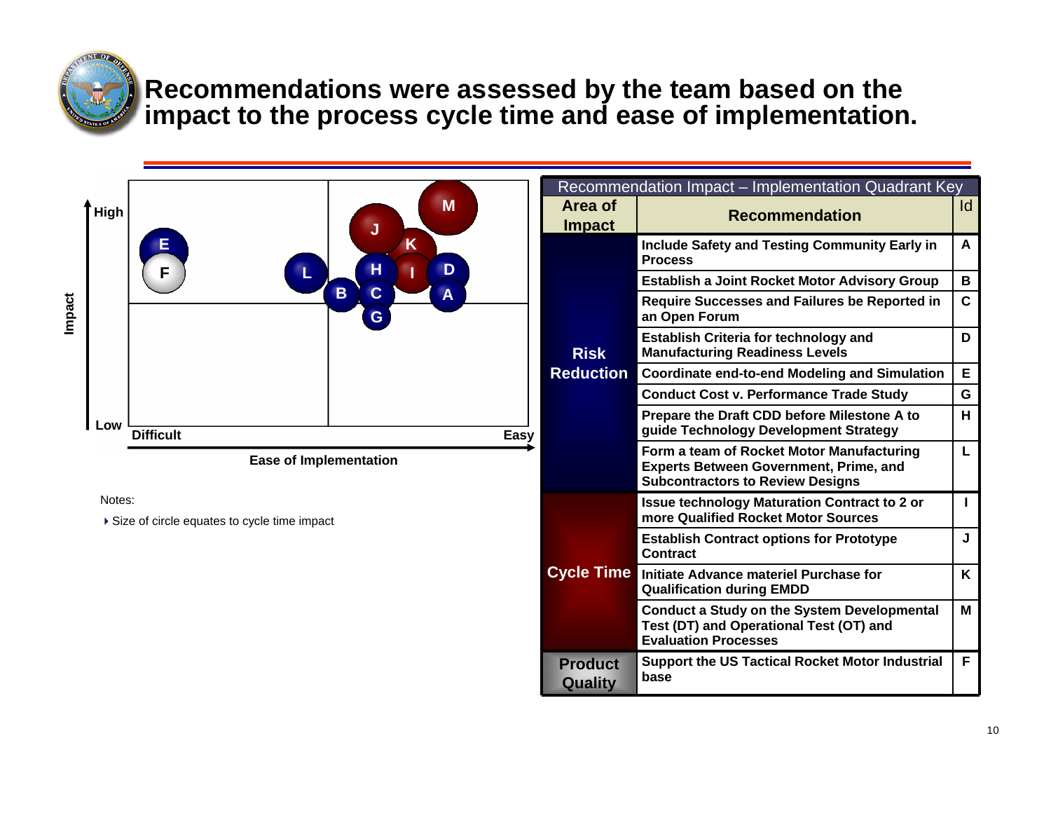# Recommendations were assessed by the team based on the impact to the process cycle time and ease of implementation.

High
Impact
Low
Difficult
Easy
Ease of Implementation

E F L B H C G J K I D A M

Notes:

- Size of circle equates to cycle time impact

| Recommendation Impact – Implementation Quadrant Key | | |
|---|---|---|
| **Area of Impact** | **Recommendation** | **Id** |
| **Risk Reduction** | **Include Safety and Testing Community Early in Process** | **A** |
| | **Establish a Joint Rocket Motor Advisory Group** | **B** |
| | **Require Successes and Failures be Reported in an Open Forum** | **C** |
| | **Establish Criteria for technology and Manufacturing Readiness Levels** | **D** |
| | **Coordinate end-to-end Modeling and Simulation** | **E** |
| | **Conduct Cost v. Performance Trade Study** | **G** |
| | **Prepare the Draft CDD before Milestone A to guide Technology Development Strategy** | **H** |
| | **Form a team of Rocket Motor Manufacturing Experts Between Government, Prime, and Subcontractors to Review Designs** | **L** |
| **Cycle Time** | **Issue technology Maturation Contract to 2 or more Qualified Rocket Motor Sources** | **I** |
| | **Establish Contract options for Prototype Contract** | **J** |
| | **Initiate Advance materiel Purchase for Qualification during EMDD** | **K** |
| | **Conduct a Study on the System Developmental Test (DT) and Operational Test (OT) and Evaluation Processes** | **M** |
| **Product Quality** | **Support the US Tactical Rocket Motor Industrial base** | **F** |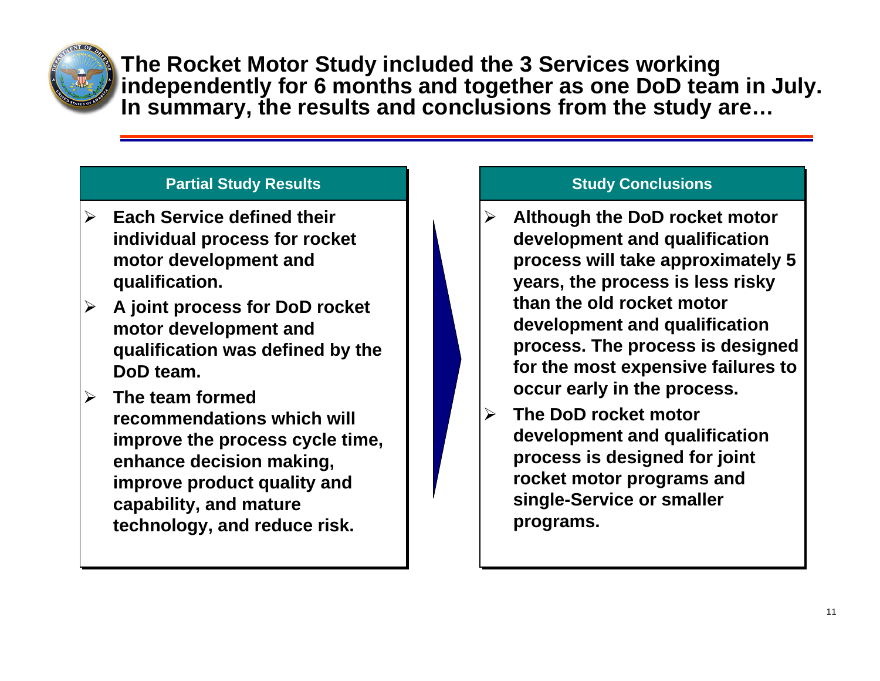# The Rocket Motor Study included the 3 Services working independently for 6 months and together as one DoD team in July. In summary, the results and conclusions from the study are…

## Partial Study Results

- **Each Service defined their individual process for rocket motor development and qualification.**
- **A joint process for DoD rocket motor development and qualification was defined by the DoD team.**
- **The team formed recommendations which will improve the process cycle time, enhance decision making, improve product quality and capability, and mature technology, and reduce risk.**

## Study Conclusions

- **Although the DoD rocket motor development and qualification process will take approximately 5 years, the process is less risky than the old rocket motor development and qualification process. The process is designed for the most expensive failures to occur early in the process.**
- **The DoD rocket motor development and qualification process is designed for joint rocket motor programs and single-Service or smaller programs.**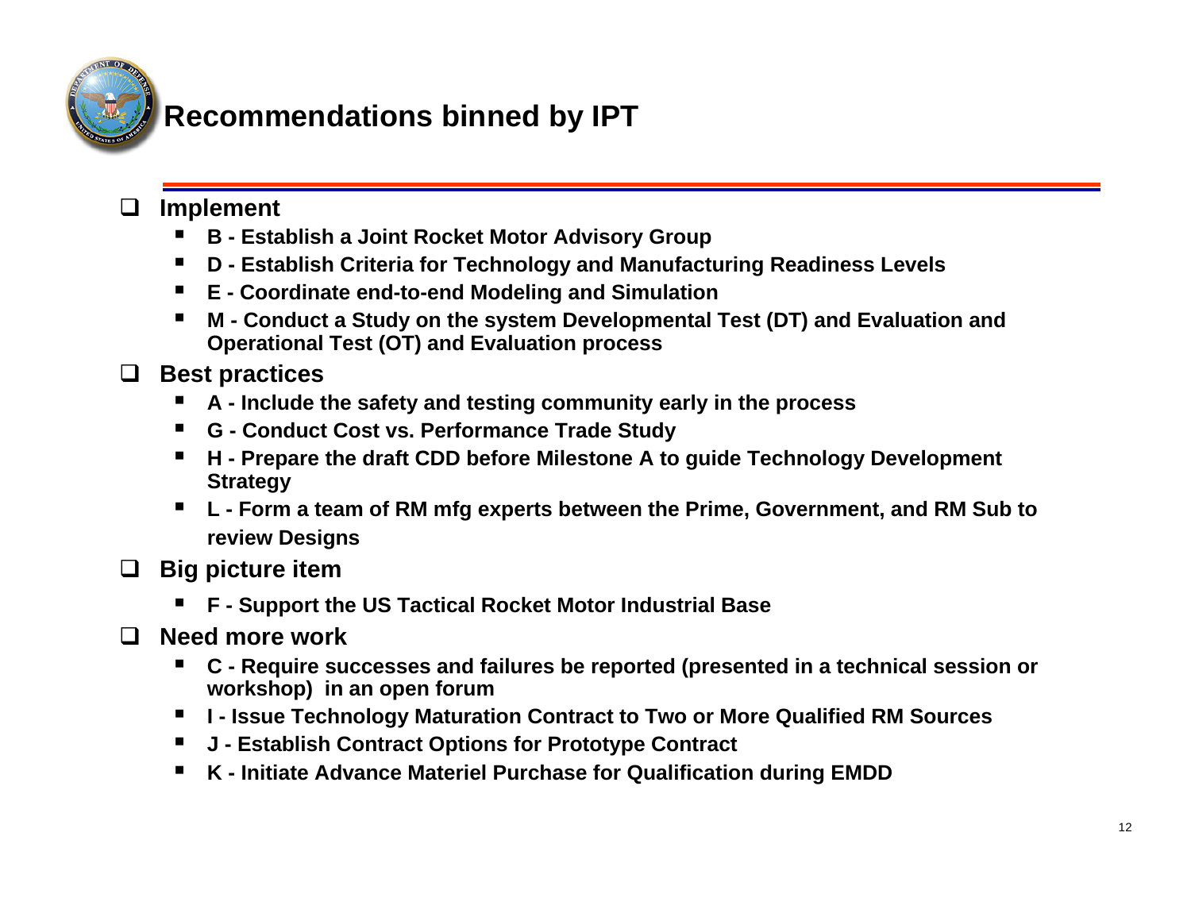# Recommendations binned by IPT

- **Implement**
  - **B - Establish a Joint Rocket Motor Advisory Group**
  - **D - Establish Criteria for Technology and Manufacturing Readiness Levels**
  - **E - Coordinate end-to-end Modeling and Simulation**
  - **M - Conduct a Study on the system Developmental Test (DT) and Evaluation and Operational Test (OT) and Evaluation process**
- **Best practices**
  - **A - Include the safety and testing community early in the process**
  - **G - Conduct Cost vs. Performance Trade Study**
  - **H - Prepare the draft CDD before Milestone A to guide Technology Development Strategy**
  - **L - Form a team of RM mfg experts between the Prime, Government, and RM Sub to review Designs**
- **Big picture item**
  - **F - Support the US Tactical Rocket Motor Industrial Base**
- **Need more work**
  - **C - Require successes and failures be reported (presented in a technical session or workshop) in an open forum**
  - **I - Issue Technology Maturation Contract to Two or More Qualified RM Sources**
  - **J - Establish Contract Options for Prototype Contract**
  - **K - Initiate Advance Materiel Purchase for Qualification during EMDD**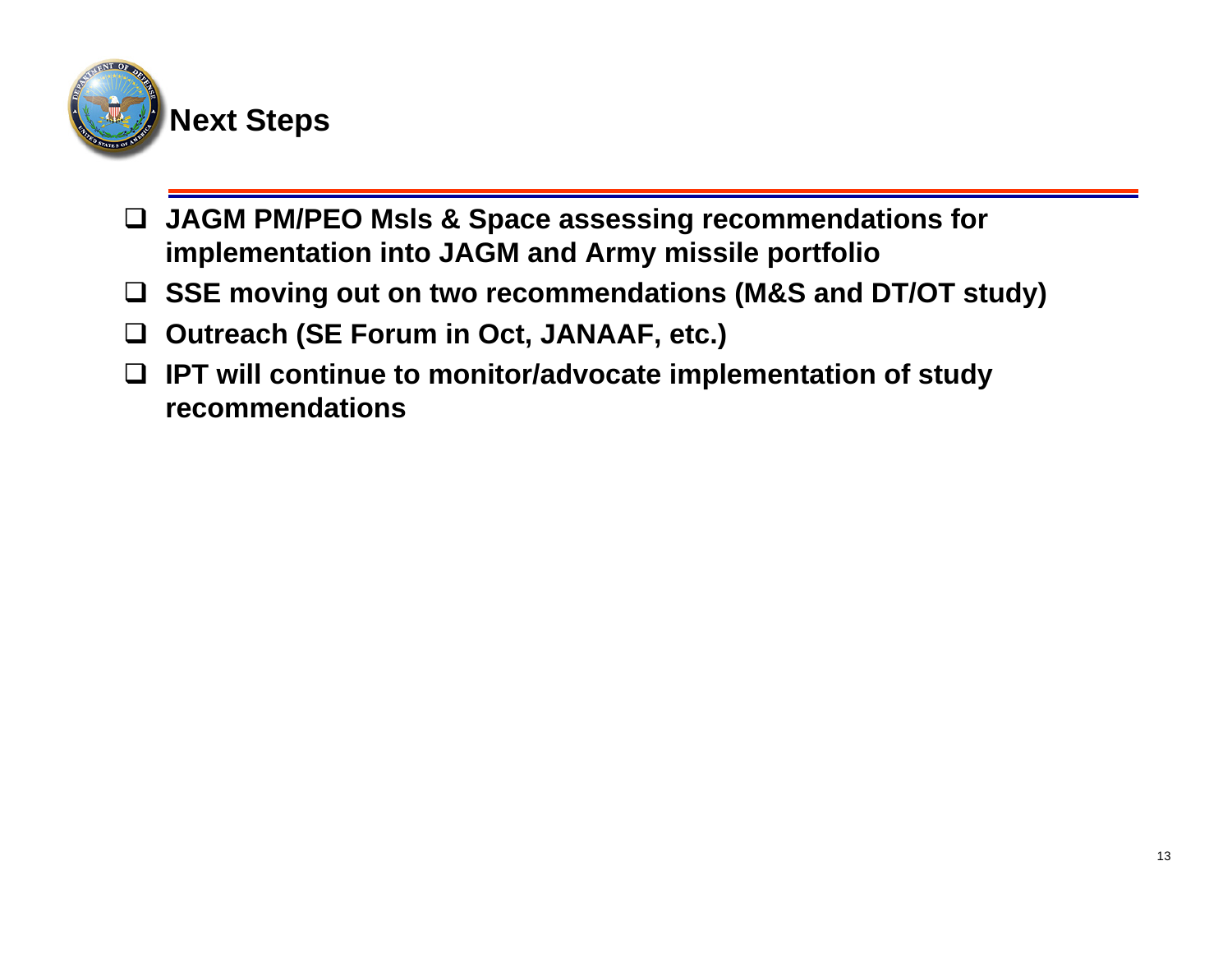# Next Steps

- JAGM PM/PEO Msls & Space assessing recommendations for implementation into JAGM and Army missile portfolio
- SSE moving out on two recommendations (M&S and DT/OT study)
- Outreach (SE Forum in Oct, JANAAF, etc.)
- IPT will continue to monitor/advocate implementation of study recommendations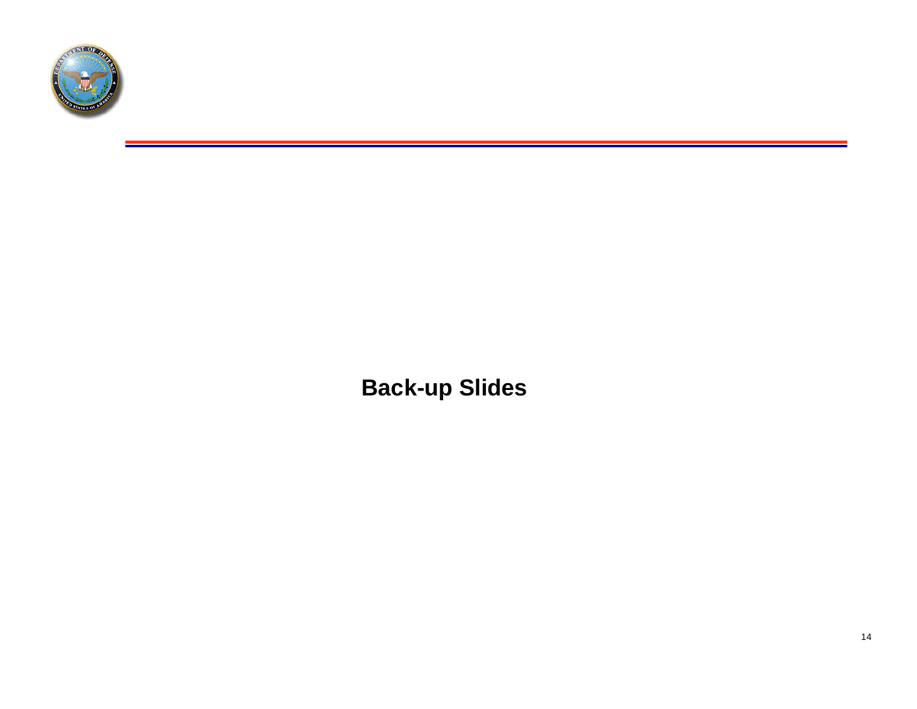**Back-up Slides**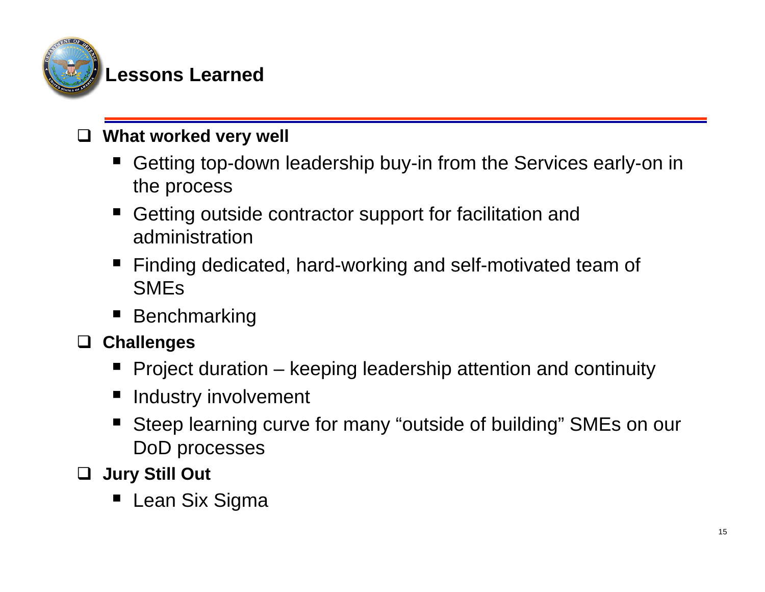# Lessons Learned

- **What worked very well**
  - Getting top-down leadership buy-in from the Services early-on in the process
  - Getting outside contractor support for facilitation and administration
  - Finding dedicated, hard-working and self-motivated team of SMEs
  - Benchmarking
- **Challenges**
  - Project duration – keeping leadership attention and continuity
  - Industry involvement
  - Steep learning curve for many “outside of building” SMEs on our DoD processes
- **Jury Still Out**
  - Lean Six Sigma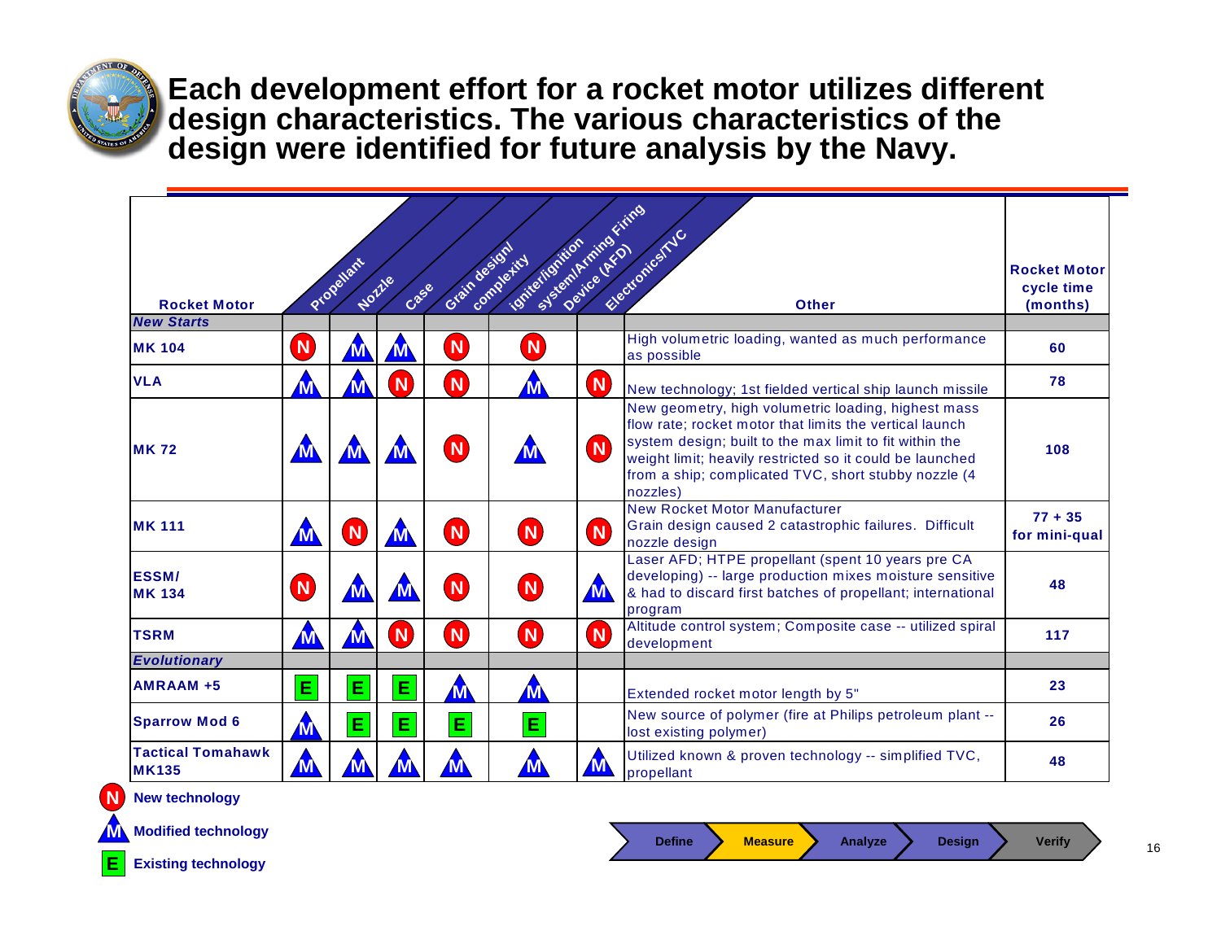# Each development effort for a rocket motor utilizes different design characteristics. The various characteristics of the design were identified for future analysis by the Navy.

| Rocket Motor | Propellant | Nozzle | Case | Grain design/ complexity | Igniter/Ignition system/Arming Firing Device (AFD) | Electronics/TVC | Other | Rocket Motor cycle time (months) |
|---|---|---|---|---|---|---|---|---|
| ***New Starts*** | | | | | | | | |
| **MK 104** | N | M | M | N | N | | High volumetric loading, wanted as much performance as possible | **60** |
| **VLA** | M | M | N | N | M | N | New technology; 1st fielded vertical ship launch missile | **78** |
| **MK 72** | M | M | M | N | M | N | New geometry, high volumetric loading, highest mass flow rate; rocket motor that limits the vertical launch system design; built to the max limit to fit within the weight limit; heavily restricted so it could be launched from a ship; complicated TVC, short stubby nozzle (4 nozzles) | **108** |
| **MK 111** | M | N | M | N | N | N | New Rocket Motor Manufacturer<br>Grain design caused 2 catastrophic failures. Difficult nozzle design | **77 + 35 for mini-qual** |
| **ESSM/ MK 134** | N | M | M | N | N | M | Laser AFD; HTPE propellant (spent 10 years pre CA developing) -- large production mixes moisture sensitive & had to discard first batches of propellant; international program | **48** |
| **TSRM** | M | M | N | N | N | N | Altitude control system; Composite case -- utilized spiral development | **117** |
| ***Evolutionary*** | | | | | | | | |
| **AMRAAM +5** | E | E | E | M | M | | Extended rocket motor length by 5" | **23** |
| **Sparrow Mod 6** | M | E | E | E | E | | New source of polymer (fire at Philips petroleum plant -- lost existing polymer) | **26** |
| **Tactical Tomahawk MK135** | M | M | M | M | M | M | Utilized known & proven technology -- simplified TVC, propellant | **48** |

**N** New technology

**M** Modified technology

**E** Existing technology

Define → **Measure** → Analyze → Design → Verify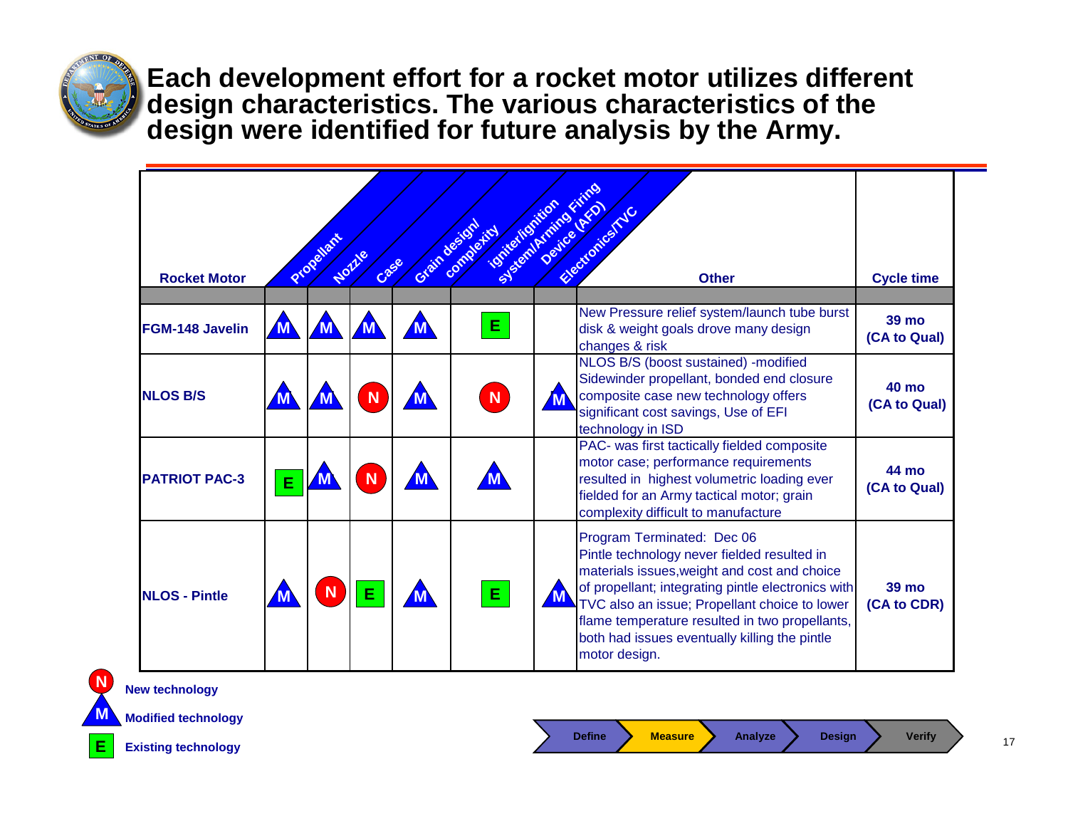# Each development effort for a rocket motor utilizes different design characteristics. The various characteristics of the design were identified for future analysis by the Army.

| Rocket Motor | Propellant | Nozzle | Case | Grain design/ complexity | igniter/ignition system/Arming Firing Device (AFD) | Electronics/TVC | Other | Cycle time |
|---|---|---|---|---|---|---|---|---|
| FGM-148 Javelin | M | M | M | M | E | | New Pressure relief system/launch tube burst disk & weight goals drove many design changes & risk | 39 mo (CA to Qual) |
| NLOS B/S | M | M | N | M | N | M | NLOS B/S (boost sustained) -modified Sidewinder propellant, bonded end closure composite case new technology offers significant cost savings, Use of EFI technology in ISD | 40 mo (CA to Qual) |
| PATRIOT PAC-3 | E | M | N | M | M | | PAC- was first tactically fielded composite motor case; performance requirements resulted in highest volumetric loading ever fielded for an Army tactical motor; grain complexity difficult to manufacture | 44 mo (CA to Qual) |
| NLOS - Pintle | M | N | E | M | E | M | Program Terminated: Dec 06<br>Pintle technology never fielded resulted in materials issues,weight and cost and choice of propellant; integrating pintle electronics with TVC also an issue; Propellant choice to lower flame temperature resulted in two propellants, both had issues eventually killing the pintle motor design. | 39 mo (CA to CDR) |

N New technology

M Modified technology

E Existing technology

Define → **Measure** → Analyze → Design → Verify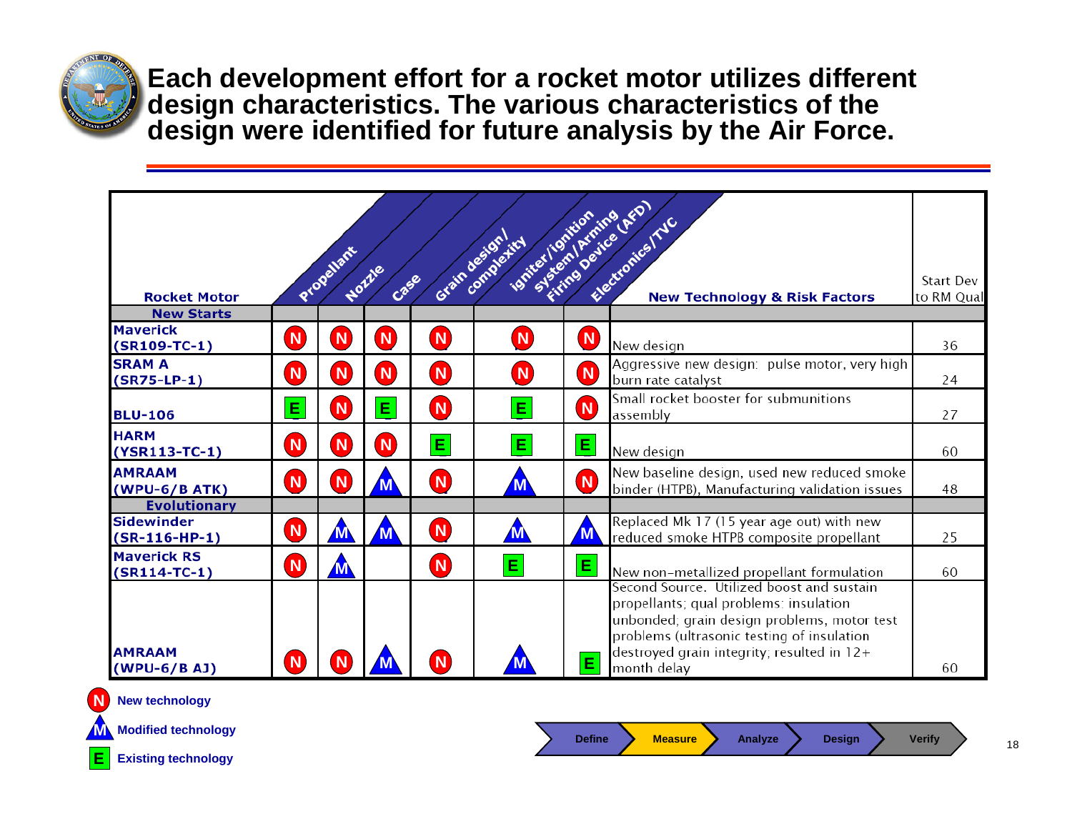# Each development effort for a rocket motor utilizes different design characteristics. The various characteristics of the design were identified for future analysis by the Air Force.

| Rocket Motor | Propellant | Nozzle | Case | Grain design/ complexity | Igniter/ignition system/Arming Firing Device (AFD) | Electronics/TVC | New Technology & Risk Factors | Start Dev to RM Qual |
|---|---|---|---|---|---|---|---|---|
| **New Starts** | | | | | | | | |
| **Maverick (SR109-TC-1)** | N | N | N | N | N | N | New design | 36 |
| **SRAM A (SR75-LP-1)** | N | N | N | N | N | N | Aggressive new design: pulse motor, very high burn rate catalyst | 24 |
| **BLU-106** | E | N | E | N | E | N | Small rocket booster for submunitions assembly | 27 |
| **HARM (YSR113-TC-1)** | N | N | N | E | E | E | New design | 60 |
| **AMRAAM (WPU-6/B ATK)** | N | N | M | N | M | N | New baseline design, used new reduced smoke binder (HTPB), Manufacturing validation issues | 48 |
| **Evolutionary** | | | | | | | | |
| **Sidewinder (SR-116-HP-1)** | N | M | M | N | M | M | Replaced Mk 17 (15 year age out) with new reduced smoke HTPB composite propellant | 25 |
| **Maverick RS (SR114-TC-1)** | N | M | | N | E | E | New non-metallized propellant formulation | 60 |
| **AMRAAM (WPU-6/B AJ)** | N | N | M | N | M | E | Second Source. Utilized boost and sustain propellants; qual problems: insulation unbonded; grain design problems, motor test problems (ultrasonic testing of insulation destroyed grain integrity; resulted in 12+ month delay | 60 |

**N** New technology

**M** Modified technology

**E** Existing technology

Define → **Measure** → Analyze → Design → Verify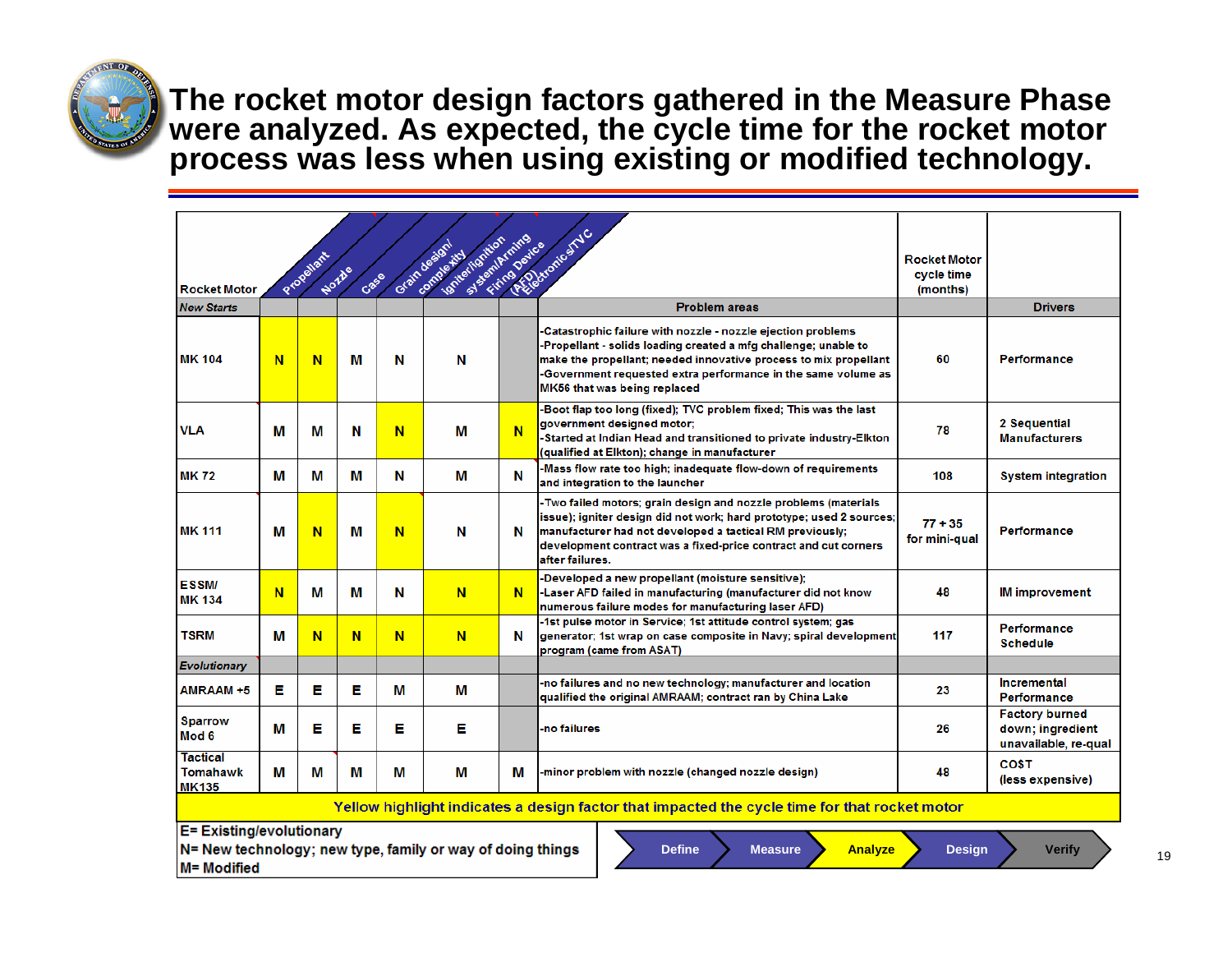# The rocket motor design factors gathered in the Measure Phase were analyzed. As expected, the cycle time for the rocket motor process was less when using existing or modified technology.

| Rocket Motor | Propellant | Nozzle | Case | Grain design/ complexity | Igniter/ignition system/Arming Firing Device (AFD) | Electronics/TVC | Problem areas | Rocket Motor cycle time (months) | Drivers |
|---|---|---|---|---|---|---|---|---|---|
| *New Starts* | | | | | | | | | |
| MK 104 | N | N | M | N | N | | -Catastrophic failure with nozzle - nozzle ejection problems<br>-Propellant - solids loading created a mfg challenge; unable to make the propellant; needed innovative process to mix propellant<br>-Government requested extra performance in the same volume as MK56 that was being replaced | 60 | Performance |
| VLA | M | M | N | N | M | N | -Boot flap too long (fixed); TVC problem fixed; This was the last government designed motor;<br>-Started at Indian Head and transitioned to private industry-Elkton (qualified at Elkton); change in manufacturer | 78 | 2 Sequential Manufacturers |
| MK 72 | M | M | M | N | M | N | -Mass flow rate too high; inadequate flow-down of requirements and integration to the launcher | 108 | System integration |
| MK 111 | M | N | M | N | N | N | -Two failed motors; grain design and nozzle problems (materials issue); igniter design did not work; hard prototype; used 2 sources; manufacturer had not developed a tactical RM previously; development contract was a fixed-price contract and cut corners after failures. | 77 + 35 for mini-qual | Performance |
| ESSM/ MK 134 | N | M | M | N | N | N | -Developed a new propellant (moisture sensitive);<br>-Laser AFD failed in manufacturing (manufacturer did not know numerous failure modes for manufacturing laser AFD) | 48 | IM improvement |
| TSRM | M | N | N | N | N | N | -1st pulse motor in Service; 1st attitude control system; gas generator; 1st wrap on case composite in Navy; spiral development program (came from ASAT) | 117 | Performance<br>Schedule |
| *Evolutionary* | | | | | | | | | |
| AMRAAM +5 | E | E | E | M | M | | -no failures and no new technology; manufacturer and location qualified the original AMRAAM; contract ran by China Lake | 23 | Incremental Performance |
| Sparrow Mod 6 | M | E | E | E | E | | -no failures | 26 | Factory burned down; ingredient unavailable, re-qual |
| Tactical Tomahawk MK135 | M | M | M | M | M | M | -minor problem with nozzle (changed nozzle design) | 48 | COST (less expensive) |

Yellow highlight indicates a design factor that impacted the cycle time for that rocket motor

E= Existing/evolutionary
N= New technology; new type, family or way of doing things
M= Modified

Define → Measure → **Analyze** → Design → Verify